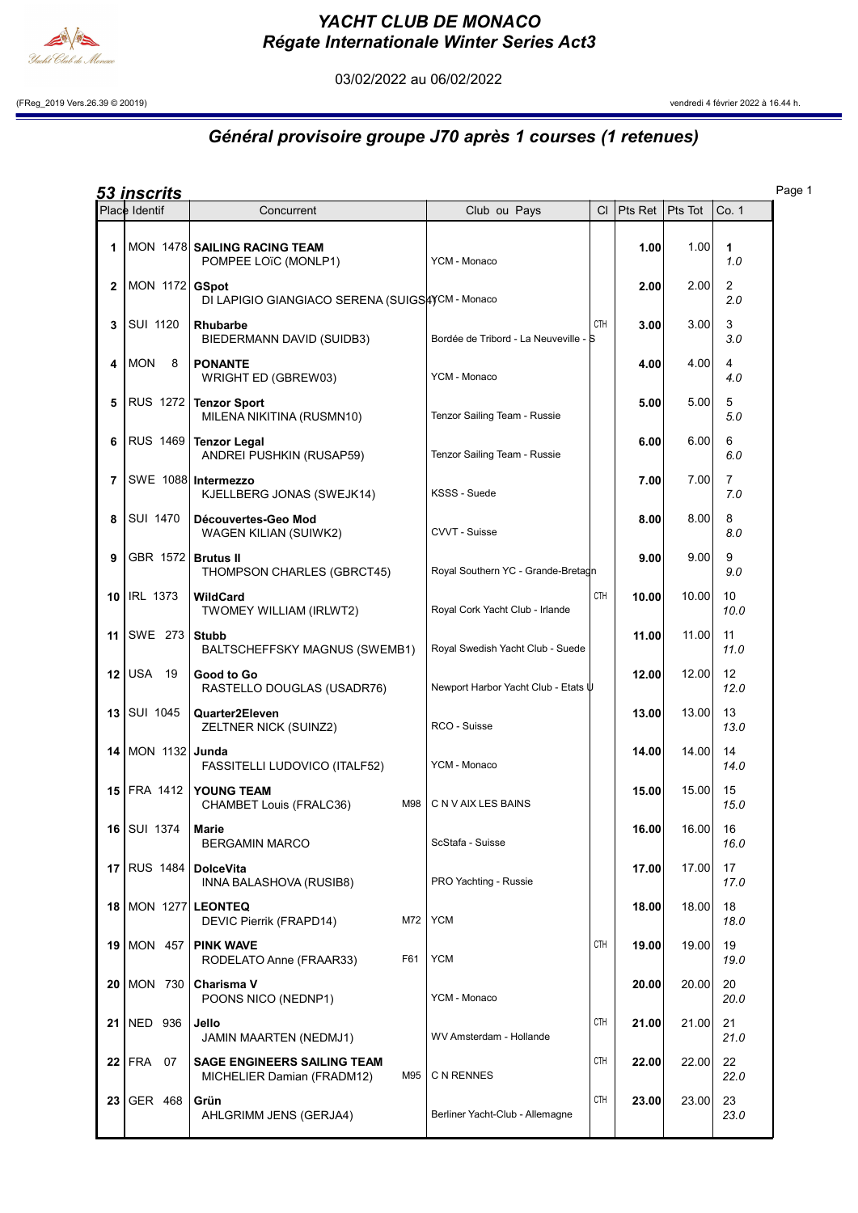# YACHT CLUB DE MONACO
## Régate Internationale Winter Series Act3

03/02/2022 au 06/02/2022

(FReg_2019 Vers.26.39 © 20019) vendredi 4 février 2022 à 16.44 h.

## Général provisoire groupe J70 après 1 courses (1 retenues)

### 53 inscrits

| Place | Identif | Concurrent | | Club ou Pays | Cl | Pts Ret | Pts Tot | Co. 1 |
|---|---|---|---|---|---|---|---|---|
| 1 | MON 1478 | **SAILING RACING TEAM**<br>POMPEE LOïC (MONLP1) | | YCM - Monaco | | **1.00** | 1.00 | **1**<br>*1.0* |
| 2 | MON 1172 | **GSpot**<br>DI LAPIGIO GIANGIACO SERENA (SUIGS4) | | YCM - Monaco | | **2.00** | 2.00 | 2<br>*2.0* |
| 3 | SUI 1120 | **Rhubarbe**<br>BIEDERMANN DAVID (SUIDB3) | | Bordée de Tribord - La Neuveville - S | CTH | **3.00** | 3.00 | 3<br>*3.0* |
| 4 | MON 8 | **PONANTE**<br>WRIGHT ED (GBREW03) | | YCM - Monaco | | **4.00** | 4.00 | 4<br>*4.0* |
| 5 | RUS 1272 | **Tenzor Sport**<br>MILENA NIKITINA (RUSMN10) | | Tenzor Sailing Team - Russie | | **5.00** | 5.00 | 5<br>*5.0* |
| 6 | RUS 1469 | **Tenzor Legal**<br>ANDREI PUSHKIN (RUSAP59) | | Tenzor Sailing Team - Russie | | **6.00** | 6.00 | 6<br>*6.0* |
| 7 | SWE 1088 | **Intermezzo**<br>KJELLBERG JONAS (SWEJK14) | | KSSS - Suede | | **7.00** | 7.00 | 7<br>*7.0* |
| 8 | SUI 1470 | **Découvertes-Geo Mod**<br>WAGEN KILIAN (SUIWK2) | | CVVT - Suisse | | **8.00** | 8.00 | 8<br>*8.0* |
| 9 | GBR 1572 | **Brutus II**<br>THOMPSON CHARLES (GBRCT45) | | Royal Southern YC - Grande-Bretagn | | **9.00** | 9.00 | 9<br>*9.0* |
| 10 | IRL 1373 | **WildCard**<br>TWOMEY WILLIAM (IRLWT2) | | Royal Cork Yacht Club - Irlande | CTH | **10.00** | 10.00 | 10<br>*10.0* |
| 11 | SWE 273 | **Stubb**<br>BALTSCHEFFSKY MAGNUS (SWEMB1) | | Royal Swedish Yacht Club - Suede | | **11.00** | 11.00 | 11<br>*11.0* |
| 12 | USA 19 | **Good to Go**<br>RASTELLO DOUGLAS (USADR76) | | Newport Harbor Yacht Club - Etats U | | **12.00** | 12.00 | 12<br>*12.0* |
| 13 | SUI 1045 | **Quarter2Eleven**<br>ZELTNER NICK (SUINZ2) | | RCO - Suisse | | **13.00** | 13.00 | 13<br>*13.0* |
| 14 | MON 1132 | **Junda**<br>FASSITELLI LUDOVICO (ITALF52) | | YCM - Monaco | | **14.00** | 14.00 | 14<br>*14.0* |
| 15 | FRA 1412 | **YOUNG TEAM**<br>CHAMBET Louis (FRALC36) | M98 | C N V AIX LES BAINS | | **15.00** | 15.00 | 15<br>*15.0* |
| 16 | SUI 1374 | **Marie**<br>BERGAMIN MARCO | | ScStafa - Suisse | | **16.00** | 16.00 | 16<br>*16.0* |
| 17 | RUS 1484 | **DolceVita**<br>INNA BALASHOVA (RUSIB8) | | PRO Yachting - Russie | | **17.00** | 17.00 | 17<br>*17.0* |
| 18 | MON 1277 | **LEONTEQ**<br>DEVIC Pierrik (FRAPD14) | M72 | YCM | | **18.00** | 18.00 | 18<br>*18.0* |
| 19 | MON 457 | **PINK WAVE**<br>RODELATO Anne (FRAAR33) | F61 | YCM | CTH | **19.00** | 19.00 | 19<br>*19.0* |
| 20 | MON 730 | **Charisma V**<br>POONS NICO (NEDNP1) | | YCM - Monaco | | **20.00** | 20.00 | 20<br>*20.0* |
| 21 | NED 936 | **Jello**<br>JAMIN MAARTEN (NEDMJ1) | | WV Amsterdam - Hollande | CTH | **21.00** | 21.00 | 21<br>*21.0* |
| 22 | FRA 07 | **SAGE ENGINEERS SAILING TEAM**<br>MICHELIER Damian (FRADM12) | M95 | C N RENNES | CTH | **22.00** | 22.00 | 22<br>*22.0* |
| 23 | GER 468 | **Grün**<br>AHLGRIMM JENS (GERJA4) | | Berliner Yacht-Club - Allemagne | CTH | **23.00** | 23.00 | 23<br>*23.0* |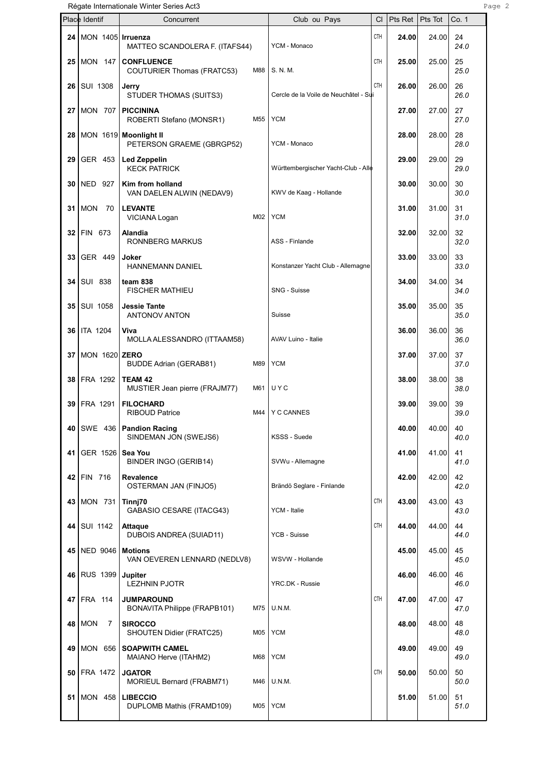Régate Internationale Winter Series Act3

| Place | Identif | Concurrent | | Club ou Pays | Cl | Pts Ret | Pts Tot | Co. 1 |
|---|---|---|---|---|---|---|---|---|
| 24 | MON 1405 | **Irruenza**<br>MATTEO SCANDOLERA F. (ITAFS44) | | YCM - Monaco | CTH | **24.00** | 24.00 | 24<br>*24.0* |
| 25 | MON 147 | **CONFLUENCE**<br>COUTURIER Thomas (FRATC53) | M88 | S. N. M. | CTH | **25.00** | 25.00 | 25<br>*25.0* |
| 26 | SUI 1308 | **Jerry**<br>STUDER THOMAS (SUITS3) | | Cercle de la Voile de Neuchâtel - Sui | CTH | **26.00** | 26.00 | 26<br>*26.0* |
| 27 | MON 707 | **PICCININA**<br>ROBERTI Stefano (MONSR1) | M55 | YCM | | **27.00** | 27.00 | 27<br>*27.0* |
| 28 | MON 1619 | **Moonlight II**<br>PETERSON GRAEME (GBRGP52) | | YCM - Monaco | | **28.00** | 28.00 | 28<br>*28.0* |
| 29 | GER 453 | **Led Zeppelin**<br>KECK PATRICK | | Württembergischer Yacht-Club - Alle | | **29.00** | 29.00 | 29<br>*29.0* |
| 30 | NED 927 | **Kim from holland**<br>VAN DAELEN ALWIN (NEDAV9) | | KWV de Kaag - Hollande | | **30.00** | 30.00 | 30<br>*30.0* |
| 31 | MON 70 | **LEVANTE**<br>VICIANA Logan | M02 | YCM | | **31.00** | 31.00 | 31<br>*31.0* |
| 32 | FIN 673 | **Alandia**<br>RONNBERG MARKUS | | ASS - Finlande | | **32.00** | 32.00 | 32<br>*32.0* |
| 33 | GER 449 | **Joker**<br>HANNEMANN DANIEL | | Konstanzer Yacht Club - Allemagne | | **33.00** | 33.00 | 33<br>*33.0* |
| 34 | SUI 838 | **team 838**<br>FISCHER MATHIEU | | SNG - Suisse | | **34.00** | 34.00 | 34<br>*34.0* |
| 35 | SUI 1058 | **Jessie Tante**<br>ANTONOV ANTON | | Suisse | | **35.00** | 35.00 | 35<br>*35.0* |
| 36 | ITA 1204 | **Viva**<br>MOLLA ALESSANDRO (ITTAAM58) | | AVAV Luino - Italie | | **36.00** | 36.00 | 36<br>*36.0* |
| 37 | MON 1620 | **ZERO**<br>BUDDE Adrian (GERAB81) | M89 | YCM | | **37.00** | 37.00 | 37<br>*37.0* |
| 38 | FRA 1292 | **TEAM 42**<br>MUSTIER Jean pierre (FRAJM77) | M61 | U Y C | | **38.00** | 38.00 | 38<br>*38.0* |
| 39 | FRA 1291 | **FILOCHARD**<br>RIBOUD Patrice | M44 | Y C CANNES | | **39.00** | 39.00 | 39<br>*39.0* |
| 40 | SWE 436 | **Pandion Racing**<br>SINDEMAN JON (SWEJS6) | | KSSS - Suede | | **40.00** | 40.00 | 40<br>*40.0* |
| 41 | GER 1526 | **Sea You**<br>BINDER INGO (GERIB14) | | SVWu - Allemagne | | **41.00** | 41.00 | 41<br>*41.0* |
| 42 | FIN 716 | **Revalence**<br>OSTERMAN JAN (FINJO5) | | Brändö Seglare - Finlande | | **42.00** | 42.00 | 42<br>*42.0* |
| 43 | MON 731 | **Tinnj70**<br>GABASIO CESARE (ITACG43) | | YCM - Italie | CTH | **43.00** | 43.00 | 43<br>*43.0* |
| 44 | SUI 1142 | **Attaque**<br>DUBOIS ANDREA (SUIAD11) | | YCB - Suisse | CTH | **44.00** | 44.00 | 44<br>*44.0* |
| 45 | NED 9046 | **Motions**<br>VAN OEVEREN LENNARD (NEDLV8) | | WSVW - Hollande | | **45.00** | 45.00 | 45<br>*45.0* |
| 46 | RUS 1399 | **Jupiter**<br>LEZHNIN PJOTR | | YRC.DK - Russie | | **46.00** | 46.00 | 46<br>*46.0* |
| 47 | FRA 114 | **JUMPAROUND**<br>BONAVITA Philippe (FRAPB101) | M75 | U.N.M. | CTH | **47.00** | 47.00 | 47<br>*47.0* |
| 48 | MON 7 | **SIROCCO**<br>SHOUTEN Didier (FRATC25) | M05 | YCM | | **48.00** | 48.00 | 48<br>*48.0* |
| 49 | MON 656 | **SOAPWITH CAMEL**<br>MAIANO Herve (ITAHM2) | M68 | YCM | | **49.00** | 49.00 | 49<br>*49.0* |
| 50 | FRA 1472 | **JGATOR**<br>MORIEUL Bernard (FRABM71) | M46 | U.N.M. | CTH | **50.00** | 50.00 | 50<br>*50.0* |
| 51 | MON 458 | **LIBECCIO**<br>DUPLOMB Mathis (FRAMD109) | M05 | YCM | | **51.00** | 51.00 | 51<br>*51.0* |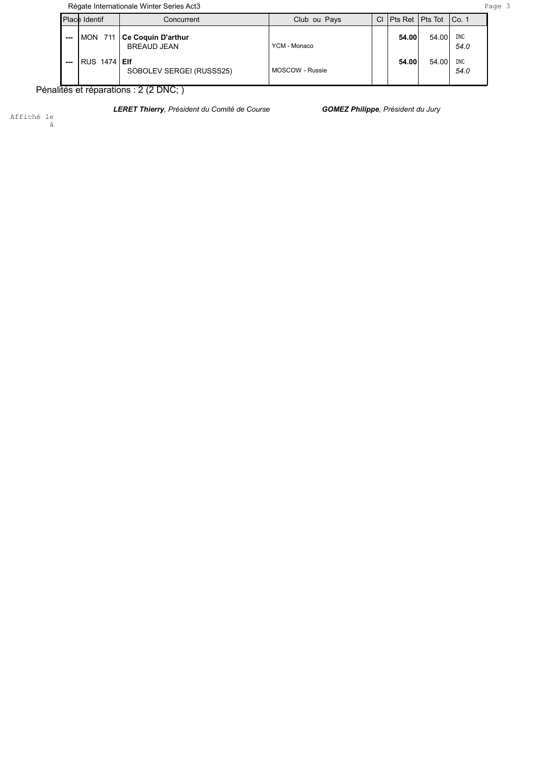Régate Internationale Winter Series Act3

| Place | Identif | Concurrent | Club ou Pays | Cl | Pts Ret | Pts Tot | Co. 1 |
|---|---|---|---|---|---|---|---|
| --- | MON 711 | **Ce Coquin D'arthur** BREAUD JEAN | YCM - Monaco | | **54.00** | 54.00 | DNC *54.0* |
| --- | RUS 1474 | **Elf** SOBOLEV SERGEI (RUSSS25) | MOSCOW - Russie | | **54.00** | 54.00 | DNC *54.0* |

Pénalités et réparations : 2 (2 DNC; )

***LERET Thierry**, Président du Comité de Course*

***GOMEZ Philippe**, Président du Jury*

Affiché le
à